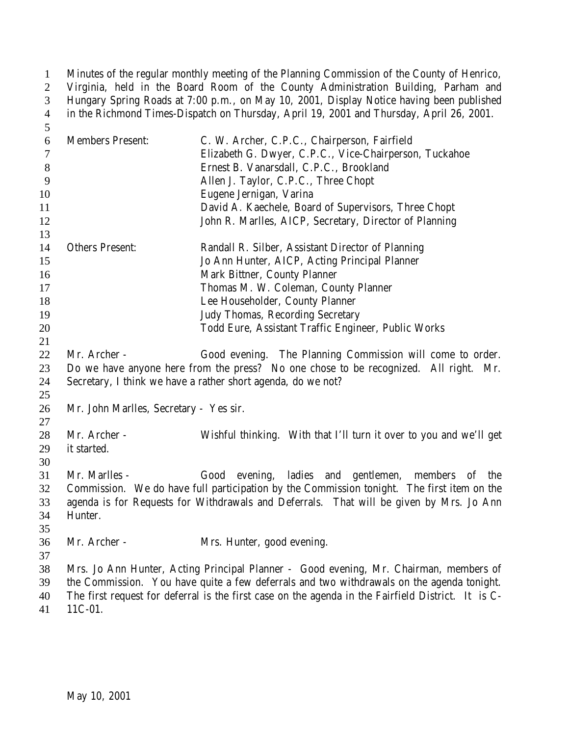Minutes of the regular monthly meeting of the Planning Commission of the County of Henrico, Virginia, held in the Board Room of the County Administration Building, Parham and Hungary Spring Roads at 7:00 p.m., on May 10, 2001, Display Notice having been published in the Richmond Times-Dispatch on Thursday, April 19, 2001 and Thursday, April 26, 2001.

| | |
|---|---|
| Members Present: | C. W. Archer, C.P.C., Chairperson, Fairfield |
| | Elizabeth G. Dwyer, C.P.C., Vice-Chairperson, Tuckahoe |
| | Ernest B. Vanarsdall, C.P.C., Brookland |
| | Allen J. Taylor, C.P.C., Three Chopt |
| | Eugene Jernigan, Varina |
| | David A. Kaechele, Board of Supervisors, Three Chopt |
| | John R. Marlles, AICP, Secretary, Director of Planning |
| Others Present: | Randall R. Silber, Assistant Director of Planning |
| | Jo Ann Hunter, AICP, Acting Principal Planner |
| | Mark Bittner, County Planner |
| | Thomas M. W. Coleman, County Planner |
| | Lee Householder, County Planner |
| | Judy Thomas, Recording Secretary |
| | Todd Eure, Assistant Traffic Engineer, Public Works |

Mr. Archer - Good evening. The Planning Commission will come to order. Do we have anyone here from the press? No one chose to be recognized. All right. Mr. Secretary, I think we have a rather short agenda, do we not?

Mr. John Marlles, Secretary - Yes sir.

Mr. Archer - Wishful thinking. With that I'll turn it over to you and we'll get it started.

Mr. Marlles - Good evening, ladies and gentlemen, members of the Commission. We do have full participation by the Commission tonight. The first item on the agenda is for Requests for Withdrawals and Deferrals. That will be given by Mrs. Jo Ann Hunter.

Mr. Archer - Mrs. Hunter, good evening.

Mrs. Jo Ann Hunter, Acting Principal Planner - Good evening, Mr. Chairman, members of the Commission. You have quite a few deferrals and two withdrawals on the agenda tonight. The first request for deferral is the first case on the agenda in the Fairfield District. It is C-11C-01.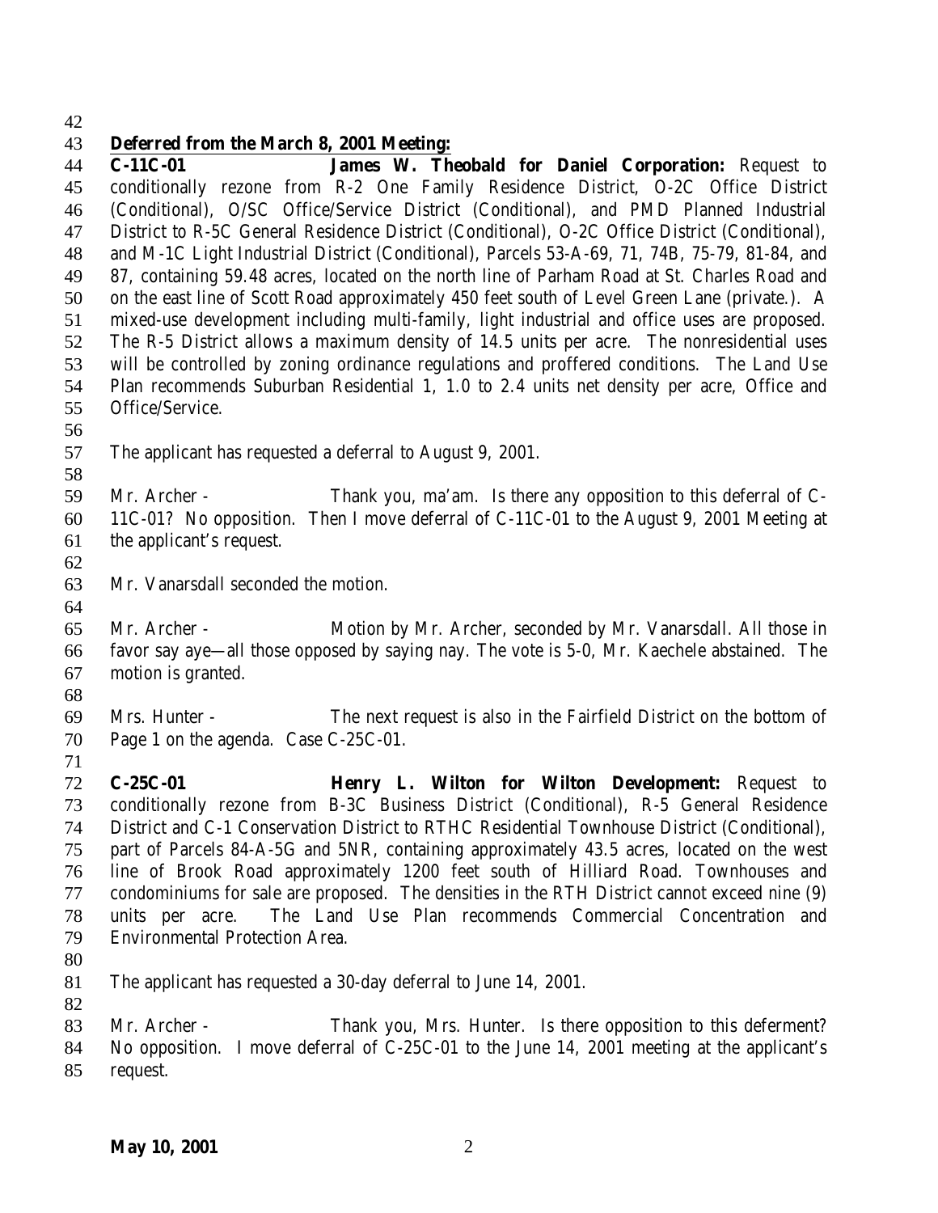**Deferred from the March 8, 2001 Meeting:**

**C-11C-01 James W. Theobald for Daniel Corporation:** Request to conditionally rezone from R-2 One Family Residence District, O-2C Office District (Conditional), O/SC Office/Service District (Conditional), and PMD Planned Industrial District to R-5C General Residence District (Conditional), O-2C Office District (Conditional), and M-1C Light Industrial District (Conditional), Parcels 53-A-69, 71, 74B, 75-79, 81-84, and 87, containing 59.48 acres, located on the north line of Parham Road at St. Charles Road and on the east line of Scott Road approximately 450 feet south of Level Green Lane (private.). A mixed-use development including multi-family, light industrial and office uses are proposed. The R-5 District allows a maximum density of 14.5 units per acre. The nonresidential uses will be controlled by zoning ordinance regulations and proffered conditions. The Land Use Plan recommends Suburban Residential 1, 1.0 to 2.4 units net density per acre, Office and Office/Service.

The applicant has requested a deferral to August 9, 2001.

Mr. Archer - Thank you, ma'am. Is there any opposition to this deferral of C-11C-01? No opposition. Then I move deferral of C-11C-01 to the August 9, 2001 Meeting at the applicant's request.

Mr. Vanarsdall seconded the motion.

Mr. Archer - Motion by Mr. Archer, seconded by Mr. Vanarsdall. All those in favor say aye—all those opposed by saying nay. The vote is 5-0, Mr. Kaechele abstained. The motion is granted.

Mrs. Hunter - The next request is also in the Fairfield District on the bottom of Page 1 on the agenda. Case C-25C-01.

**C-25C-01 Henry L. Wilton for Wilton Development:** Request to conditionally rezone from B-3C Business District (Conditional), R-5 General Residence District and C-1 Conservation District to RTHC Residential Townhouse District (Conditional), part of Parcels 84-A-5G and 5NR, containing approximately 43.5 acres, located on the west line of Brook Road approximately 1200 feet south of Hilliard Road. Townhouses and condominiums for sale are proposed. The densities in the RTH District cannot exceed nine (9) units per acre. The Land Use Plan recommends Commercial Concentration and Environmental Protection Area.

The applicant has requested a 30-day deferral to June 14, 2001.

Mr. Archer - Thank you, Mrs. Hunter. Is there opposition to this deferment? No opposition. I move deferral of C-25C-01 to the June 14, 2001 meeting at the applicant's request.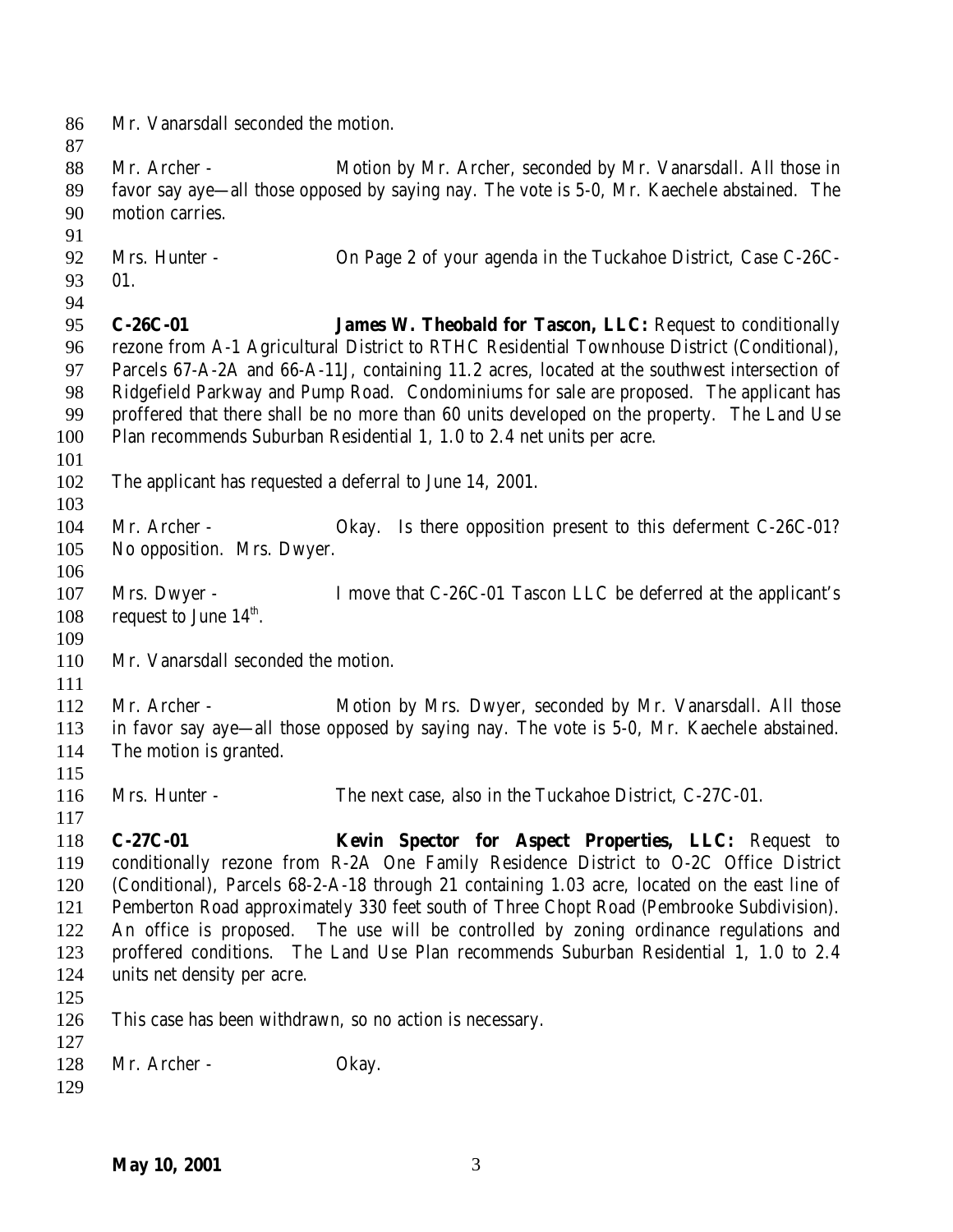Mr. Vanarsdall seconded the motion.

Mr. Archer - Motion by Mr. Archer, seconded by Mr. Vanarsdall. All those in favor say aye—all those opposed by saying nay. The vote is 5-0, Mr. Kaechele abstained. The motion carries.

Mrs. Hunter - On Page 2 of your agenda in the Tuckahoe District, Case C-26C-01.

**C-26C-01** **James W. Theobald for Tascon, LLC:** Request to conditionally rezone from A-1 Agricultural District to RTHC Residential Townhouse District (Conditional), Parcels 67-A-2A and 66-A-11J, containing 11.2 acres, located at the southwest intersection of Ridgefield Parkway and Pump Road. Condominiums for sale are proposed. The applicant has proffered that there shall be no more than 60 units developed on the property. The Land Use Plan recommends Suburban Residential 1, 1.0 to 2.4 net units per acre.

The applicant has requested a deferral to June 14, 2001.

Mr. Archer - Okay. Is there opposition present to this deferment C-26C-01? No opposition. Mrs. Dwyer.

Mrs. Dwyer - I move that C-26C-01 Tascon LLC be deferred at the applicant's request to June 14th.

Mr. Vanarsdall seconded the motion.

Mr. Archer - Motion by Mrs. Dwyer, seconded by Mr. Vanarsdall. All those in favor say aye—all those opposed by saying nay. The vote is 5-0, Mr. Kaechele abstained. The motion is granted.

Mrs. Hunter - The next case, also in the Tuckahoe District, C-27C-01.

**C-27C-01** **Kevin Spector for Aspect Properties, LLC:** Request to conditionally rezone from R-2A One Family Residence District to O-2C Office District (Conditional), Parcels 68-2-A-18 through 21 containing 1.03 acre, located on the east line of Pemberton Road approximately 330 feet south of Three Chopt Road (Pembrooke Subdivision). An office is proposed. The use will be controlled by zoning ordinance regulations and proffered conditions. The Land Use Plan recommends Suburban Residential 1, 1.0 to 2.4 units net density per acre.

This case has been withdrawn, so no action is necessary.

Mr. Archer - Okay.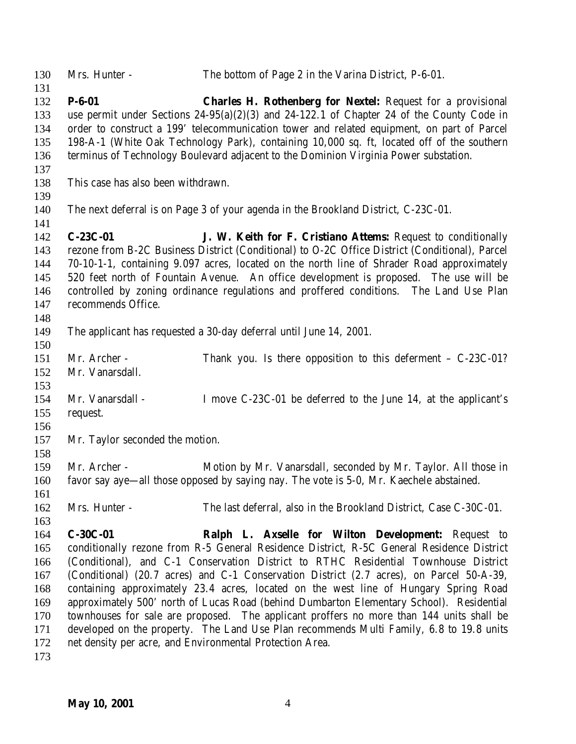Mrs. Hunter - The bottom of Page 2 in the Varina District, P-6-01.

**P-6-01** **Charles H. Rothenberg for Nextel:** Request for a provisional use permit under Sections 24-95(a)(2)(3) and 24-122.1 of Chapter 24 of the County Code in order to construct a 199' telecommunication tower and related equipment, on part of Parcel 198-A-1 (White Oak Technology Park), containing 10,000 sq. ft, located off of the southern terminus of Technology Boulevard adjacent to the Dominion Virginia Power substation.

This case has also been withdrawn.

The next deferral is on Page 3 of your agenda in the Brookland District, C-23C-01.

**C-23C-01** **J. W. Keith for F. Cristiano Attems:** Request to conditionally rezone from B-2C Business District (Conditional) to O-2C Office District (Conditional), Parcel 70-10-1-1, containing 9.097 acres, located on the north line of Shrader Road approximately 520 feet north of Fountain Avenue. An office development is proposed. The use will be controlled by zoning ordinance regulations and proffered conditions. The Land Use Plan recommends Office.

The applicant has requested a 30-day deferral until June 14, 2001.

Mr. Archer - Thank you. Is there opposition to this deferment – C-23C-01? Mr. Vanarsdall.

Mr. Vanarsdall - I move C-23C-01 be deferred to the June 14, at the applicant's request.

Mr. Taylor seconded the motion.

Mr. Archer - Motion by Mr. Vanarsdall, seconded by Mr. Taylor. All those in favor say aye—all those opposed by saying nay. The vote is 5-0, Mr. Kaechele abstained.

Mrs. Hunter - The last deferral, also in the Brookland District, Case C-30C-01.

**C-30C-01** **Ralph L. Axselle for Wilton Development:** Request to conditionally rezone from R-5 General Residence District, R-5C General Residence District (Conditional), and C-1 Conservation District to RTHC Residential Townhouse District (Conditional) (20.7 acres) and C-1 Conservation District (2.7 acres), on Parcel 50-A-39, containing approximately 23.4 acres, located on the west line of Hungary Spring Road approximately 500' north of Lucas Road (behind Dumbarton Elementary School). Residential townhouses for sale are proposed. The applicant proffers no more than 144 units shall be developed on the property. The Land Use Plan recommends Multi Family, 6.8 to 19.8 units net density per acre, and Environmental Protection Area.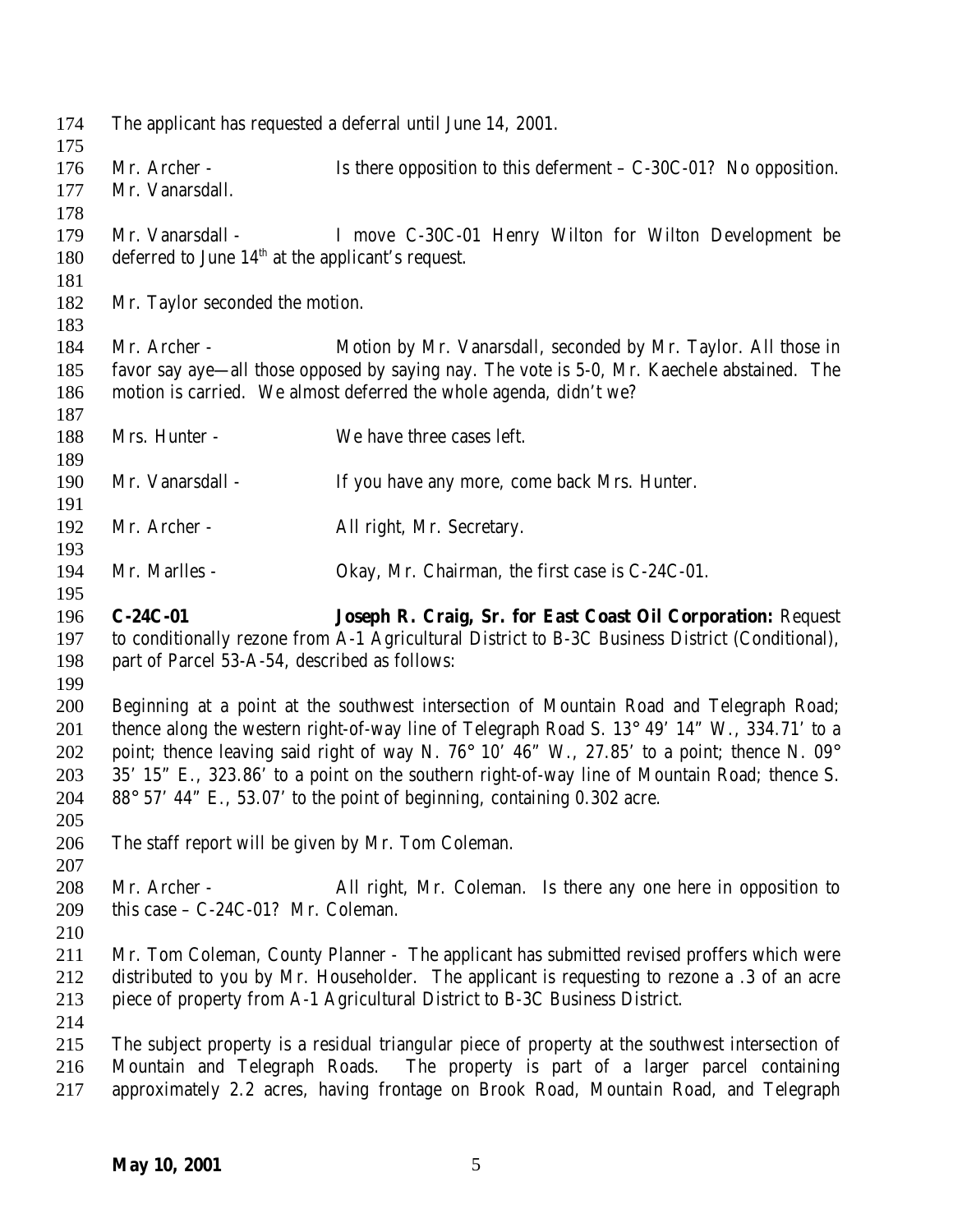The applicant has requested a deferral until June 14, 2001.

Mr. Archer - Is there opposition to this deferment – C-30C-01? No opposition. Mr. Vanarsdall.

Mr. Vanarsdall - I move C-30C-01 Henry Wilton for Wilton Development be deferred to June 14th at the applicant's request.

Mr. Taylor seconded the motion.

Mr. Archer - Motion by Mr. Vanarsdall, seconded by Mr. Taylor. All those in favor say aye—all those opposed by saying nay. The vote is 5-0, Mr. Kaechele abstained. The motion is carried. We almost deferred the whole agenda, didn't we?

Mrs. Hunter - We have three cases left.

Mr. Vanarsdall - If you have any more, come back Mrs. Hunter.

Mr. Archer - All right, Mr. Secretary.

Mr. Marlles - Okay, Mr. Chairman, the first case is C-24C-01.

**C-24C-01** **Joseph R. Craig, Sr. for East Coast Oil Corporation:** Request to conditionally rezone from A-1 Agricultural District to B-3C Business District (Conditional), part of Parcel 53-A-54, described as follows:

Beginning at a point at the southwest intersection of Mountain Road and Telegraph Road; thence along the western right-of-way line of Telegraph Road S. 13° 49' 14" W., 334.71' to a point; thence leaving said right of way N. 76° 10' 46" W., 27.85' to a point; thence N. 09° 35' 15" E., 323.86' to a point on the southern right-of-way line of Mountain Road; thence S. 88° 57' 44" E., 53.07' to the point of beginning, containing 0.302 acre.

The staff report will be given by Mr. Tom Coleman.

Mr. Archer - All right, Mr. Coleman. Is there any one here in opposition to this case – C-24C-01? Mr. Coleman.

Mr. Tom Coleman, County Planner - The applicant has submitted revised proffers which were distributed to you by Mr. Householder. The applicant is requesting to rezone a .3 of an acre piece of property from A-1 Agricultural District to B-3C Business District.

The subject property is a residual triangular piece of property at the southwest intersection of Mountain and Telegraph Roads. The property is part of a larger parcel containing approximately 2.2 acres, having frontage on Brook Road, Mountain Road, and Telegraph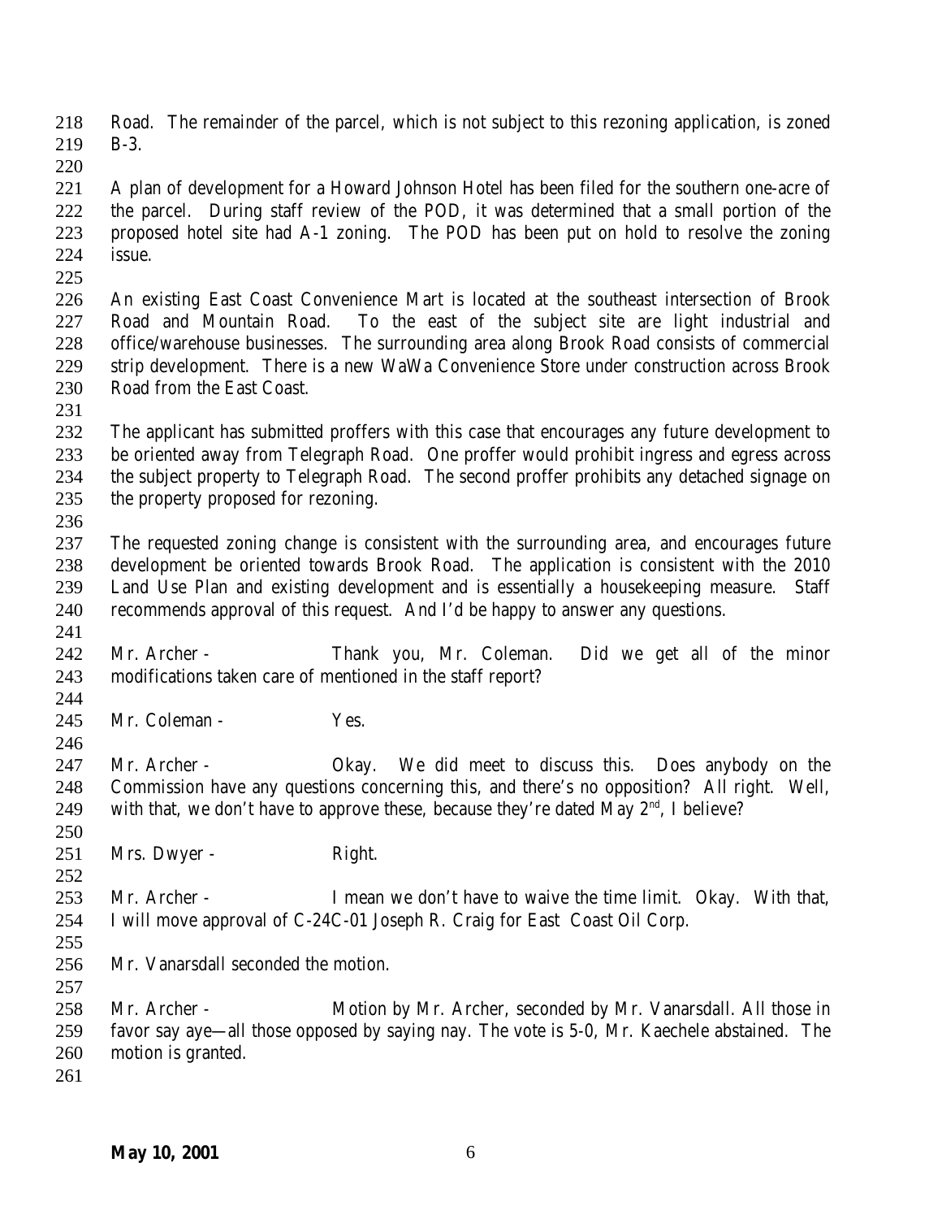Road. The remainder of the parcel, which is not subject to this rezoning application, is zoned B-3.

A plan of development for a Howard Johnson Hotel has been filed for the southern one-acre of the parcel. During staff review of the POD, it was determined that a small portion of the proposed hotel site had A-1 zoning. The POD has been put on hold to resolve the zoning issue.

An existing East Coast Convenience Mart is located at the southeast intersection of Brook Road and Mountain Road. To the east of the subject site are light industrial and office/warehouse businesses. The surrounding area along Brook Road consists of commercial strip development. There is a new WaWa Convenience Store under construction across Brook Road from the East Coast.

The applicant has submitted proffers with this case that encourages any future development to be oriented away from Telegraph Road. One proffer would prohibit ingress and egress across the subject property to Telegraph Road. The second proffer prohibits any detached signage on the property proposed for rezoning.

The requested zoning change is consistent with the surrounding area, and encourages future development be oriented towards Brook Road. The application is consistent with the 2010 Land Use Plan and existing development and is essentially a housekeeping measure. Staff recommends approval of this request. And I'd be happy to answer any questions.

Mr. Archer - Thank you, Mr. Coleman. Did we get all of the minor modifications taken care of mentioned in the staff report?

Mr. Coleman - Yes.

Mr. Archer - Okay. We did meet to discuss this. Does anybody on the Commission have any questions concerning this, and there's no opposition? All right. Well, with that, we don't have to approve these, because they're dated May 2nd, I believe?

Mrs. Dwyer - Right.

Mr. Archer - I mean we don't have to waive the time limit. Okay. With that, I will move approval of C-24C-01 Joseph R. Craig for East Coast Oil Corp.

Mr. Vanarsdall seconded the motion.

Mr. Archer - Motion by Mr. Archer, seconded by Mr. Vanarsdall. All those in favor say aye—all those opposed by saying nay. The vote is 5-0, Mr. Kaechele abstained. The motion is granted.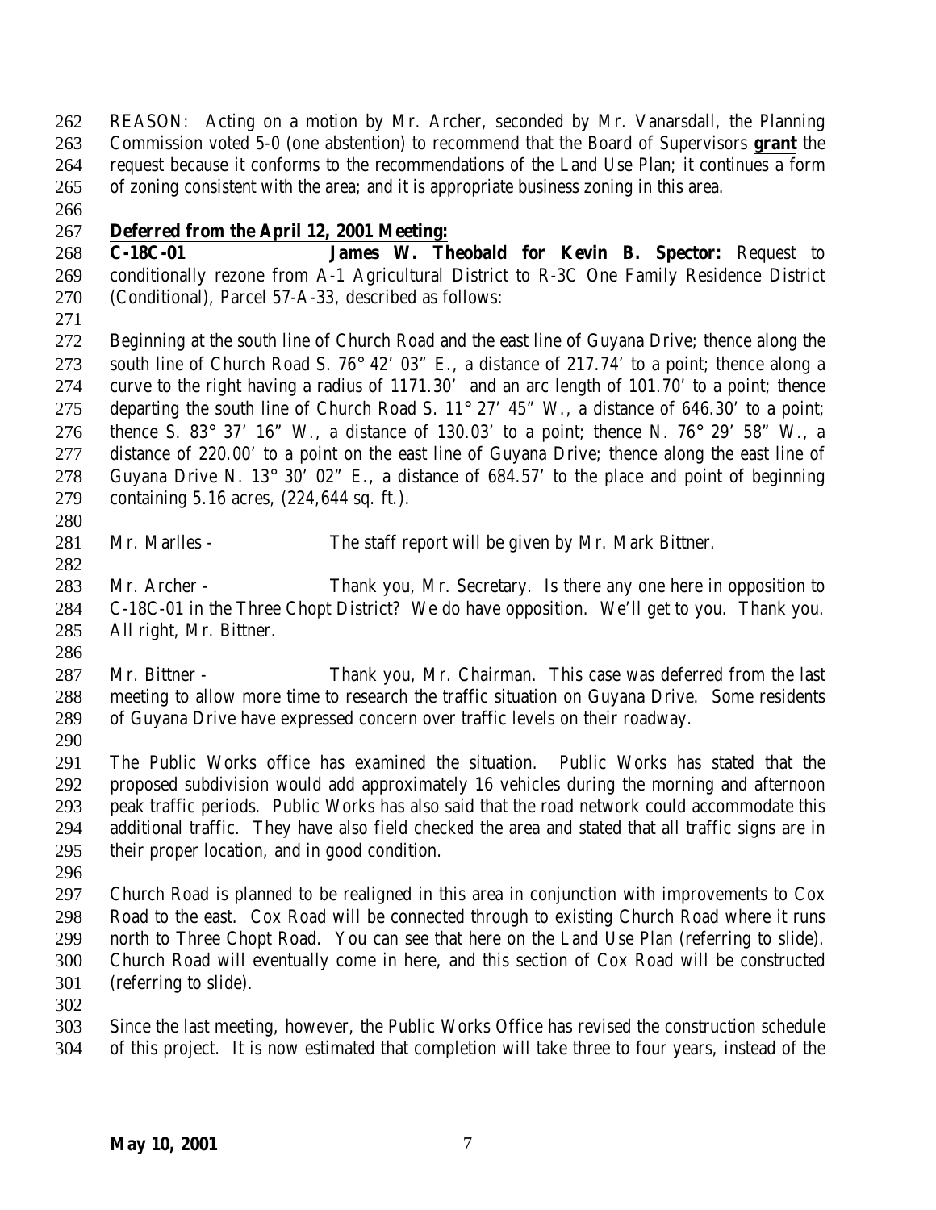REASON: Acting on a motion by Mr. Archer, seconded by Mr. Vanarsdall, the Planning Commission voted 5-0 (one abstention) to recommend that the Board of Supervisors **grant** the request because it conforms to the recommendations of the Land Use Plan; it continues a form of zoning consistent with the area; and it is appropriate business zoning in this area.

***Deferred from the April 12, 2001 Meeting:***

**C-18C-01 James W. Theobald for Kevin B. Spector:** Request to conditionally rezone from A-1 Agricultural District to R-3C One Family Residence District (Conditional), Parcel 57-A-33, described as follows:

Beginning at the south line of Church Road and the east line of Guyana Drive; thence along the south line of Church Road S. 76° 42' 03" E., a distance of 217.74' to a point; thence along a curve to the right having a radius of 1171.30' and an arc length of 101.70' to a point; thence departing the south line of Church Road S. 11° 27' 45" W., a distance of 646.30' to a point; thence S. 83° 37' 16" W., a distance of 130.03' to a point; thence N. 76° 29' 58" W., a distance of 220.00' to a point on the east line of Guyana Drive; thence along the east line of Guyana Drive N. 13° 30' 02" E., a distance of 684.57' to the place and point of beginning containing 5.16 acres, (224,644 sq. ft.).

Mr. Marlles - The staff report will be given by Mr. Mark Bittner.

Mr. Archer - Thank you, Mr. Secretary. Is there any one here in opposition to C-18C-01 in the Three Chopt District? We do have opposition. We'll get to you. Thank you. All right, Mr. Bittner.

Mr. Bittner - Thank you, Mr. Chairman. This case was deferred from the last meeting to allow more time to research the traffic situation on Guyana Drive. Some residents of Guyana Drive have expressed concern over traffic levels on their roadway.

The Public Works office has examined the situation. Public Works has stated that the proposed subdivision would add approximately 16 vehicles during the morning and afternoon peak traffic periods. Public Works has also said that the road network could accommodate this additional traffic. They have also field checked the area and stated that all traffic signs are in their proper location, and in good condition.

Church Road is planned to be realigned in this area in conjunction with improvements to Cox Road to the east. Cox Road will be connected through to existing Church Road where it runs north to Three Chopt Road. You can see that here on the Land Use Plan (referring to slide). Church Road will eventually come in here, and this section of Cox Road will be constructed (referring to slide).

Since the last meeting, however, the Public Works Office has revised the construction schedule of this project. It is now estimated that completion will take three to four years, instead of the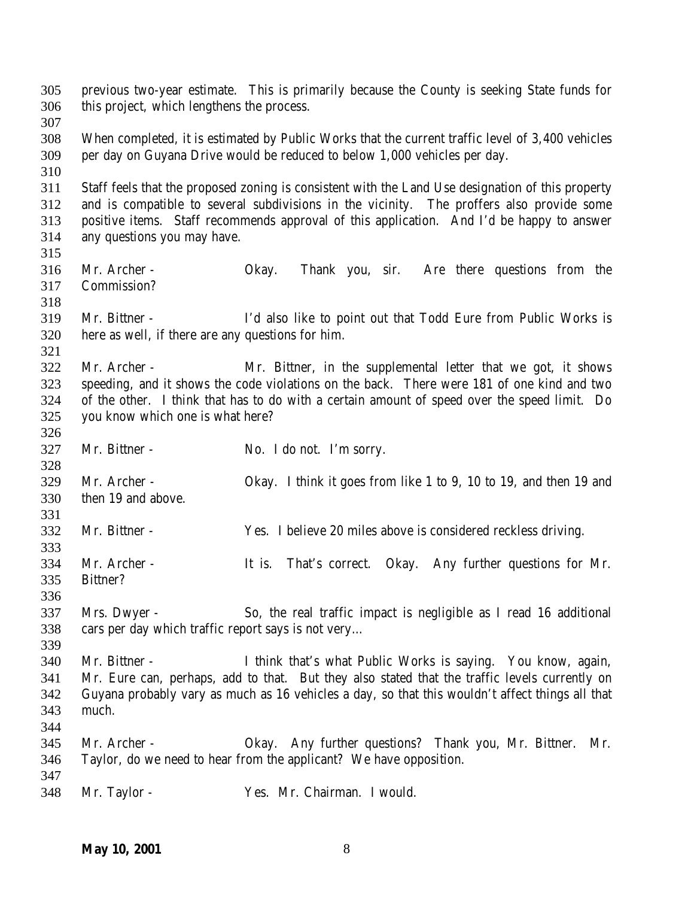previous two-year estimate. This is primarily because the County is seeking State funds for this project, which lengthens the process.

When completed, it is estimated by Public Works that the current traffic level of 3,400 vehicles per day on Guyana Drive would be reduced to below 1,000 vehicles per day.

Staff feels that the proposed zoning is consistent with the Land Use designation of this property and is compatible to several subdivisions in the vicinity. The proffers also provide some positive items. Staff recommends approval of this application. And I'd be happy to answer any questions you may have.

Mr. Archer - Okay. Thank you, sir. Are there questions from the Commission?

Mr. Bittner - I'd also like to point out that Todd Eure from Public Works is here as well, if there are any questions for him.

Mr. Archer - Mr. Bittner, in the supplemental letter that we got, it shows speeding, and it shows the code violations on the back. There were 181 of one kind and two of the other. I think that has to do with a certain amount of speed over the speed limit. Do you know which one is what here?

Mr. Bittner - No. I do not. I'm sorry.

Mr. Archer - Okay. I think it goes from like 1 to 9, 10 to 19, and then 19 and then 19 and above.

Mr. Bittner - Yes. I believe 20 miles above is considered reckless driving.

Mr. Archer - It is. That's correct. Okay. Any further questions for Mr. Bittner?

Mrs. Dwyer - So, the real traffic impact is negligible as I read 16 additional cars per day which traffic report says is not very…

Mr. Bittner - I think that's what Public Works is saying. You know, again, Mr. Eure can, perhaps, add to that. But they also stated that the traffic levels currently on Guyana probably vary as much as 16 vehicles a day, so that this wouldn't affect things all that much.

Mr. Archer - Okay. Any further questions? Thank you, Mr. Bittner. Mr. Taylor, do we need to hear from the applicant? We have opposition.

Mr. Taylor - Yes. Mr. Chairman. I would.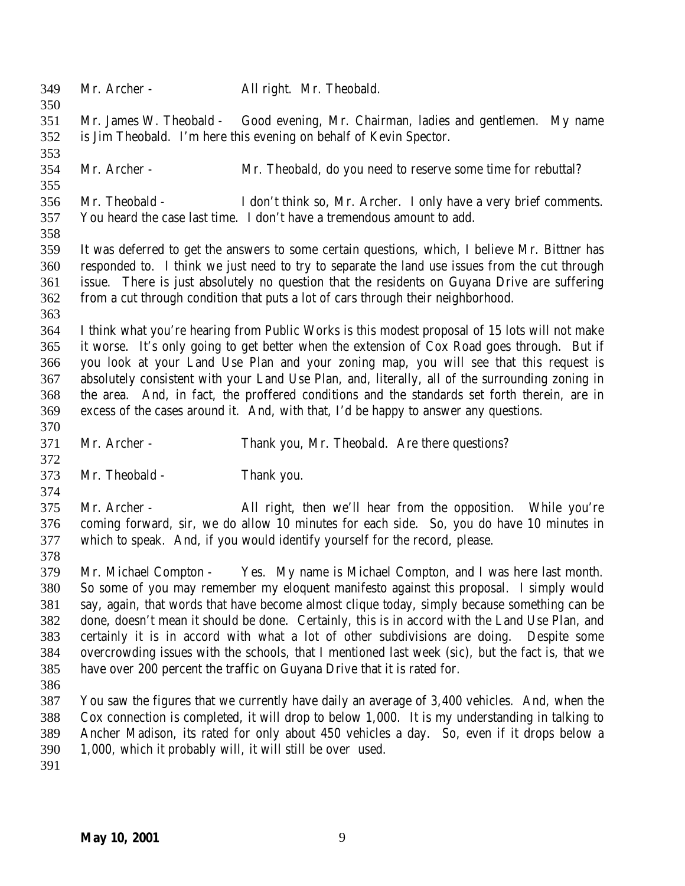Mr. Archer - All right. Mr. Theobald.

Mr. James W. Theobald - Good evening, Mr. Chairman, ladies and gentlemen. My name is Jim Theobald. I'm here this evening on behalf of Kevin Spector.

Mr. Archer - Mr. Theobald, do you need to reserve some time for rebuttal?

Mr. Theobald - I don't think so, Mr. Archer. I only have a very brief comments. You heard the case last time. I don't have a tremendous amount to add.

It was deferred to get the answers to some certain questions, which, I believe Mr. Bittner has responded to. I think we just need to try to separate the land use issues from the cut through issue. There is just absolutely no question that the residents on Guyana Drive are suffering from a cut through condition that puts a lot of cars through their neighborhood.

I think what you're hearing from Public Works is this modest proposal of 15 lots will not make it worse. It's only going to get better when the extension of Cox Road goes through. But if you look at your Land Use Plan and your zoning map, you will see that this request is absolutely consistent with your Land Use Plan, and, literally, all of the surrounding zoning in the area. And, in fact, the proffered conditions and the standards set forth therein, are in excess of the cases around it. And, with that, I'd be happy to answer any questions.

Mr. Archer - Thank you, Mr. Theobald. Are there questions?

Mr. Theobald - Thank you.

Mr. Archer - All right, then we'll hear from the opposition. While you're coming forward, sir, we do allow 10 minutes for each side. So, you do have 10 minutes in which to speak. And, if you would identify yourself for the record, please.

Mr. Michael Compton - Yes. My name is Michael Compton, and I was here last month. So some of you may remember my eloquent manifesto against this proposal. I simply would say, again, that words that have become almost clique today, simply because something can be done, doesn't mean it should be done. Certainly, this is in accord with the Land Use Plan, and certainly it is in accord with what a lot of other subdivisions are doing. Despite some overcrowding issues with the schools, that I mentioned last week (sic), but the fact is, that we have over 200 percent the traffic on Guyana Drive that it is rated for.

You saw the figures that we currently have daily an average of 3,400 vehicles. And, when the Cox connection is completed, it will drop to below 1,000. It is my understanding in talking to Ancher Madison, its rated for only about 450 vehicles a day. So, even if it drops below a 1,000, which it probably will, it will still be over used.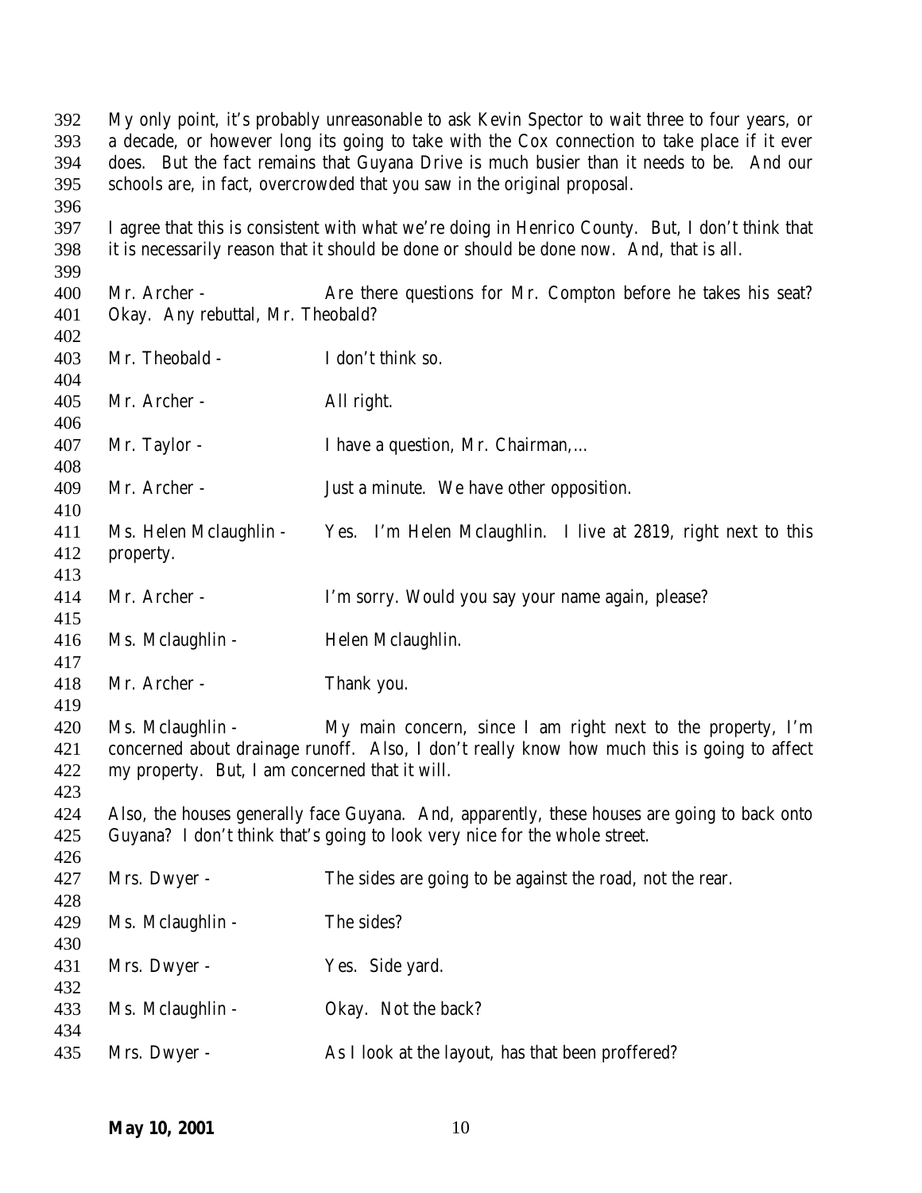My only point, it's probably unreasonable to ask Kevin Spector to wait three to four years, or a decade, or however long its going to take with the Cox connection to take place if it ever does. But the fact remains that Guyana Drive is much busier than it needs to be. And our schools are, in fact, overcrowded that you saw in the original proposal.

I agree that this is consistent with what we're doing in Henrico County. But, I don't think that it is necessarily reason that it should be done or should be done now. And, that is all.

Mr. Archer - Are there questions for Mr. Compton before he takes his seat? Okay. Any rebuttal, Mr. Theobald?

Mr. Theobald - I don't think so.

Mr. Archer - All right.

Mr. Taylor - I have a question, Mr. Chairman,…

Mr. Archer - Just a minute. We have other opposition.

Ms. Helen Mclaughlin - Yes. I'm Helen Mclaughlin. I live at 2819, right next to this property.

Mr. Archer - I'm sorry. Would you say your name again, please?

Ms. Mclaughlin - Helen Mclaughlin.

Mr. Archer - Thank you.

Ms. Mclaughlin - My main concern, since I am right next to the property, I'm concerned about drainage runoff. Also, I don't really know how much this is going to affect my property. But, I am concerned that it will.

Also, the houses generally face Guyana. And, apparently, these houses are going to back onto Guyana? I don't think that's going to look very nice for the whole street.

Mrs. Dwyer - The sides are going to be against the road, not the rear.

Ms. Mclaughlin - The sides?

Mrs. Dwyer - Yes. Side yard.

Ms. Mclaughlin - Okay. Not the back?

Mrs. Dwyer - As I look at the layout, has that been proffered?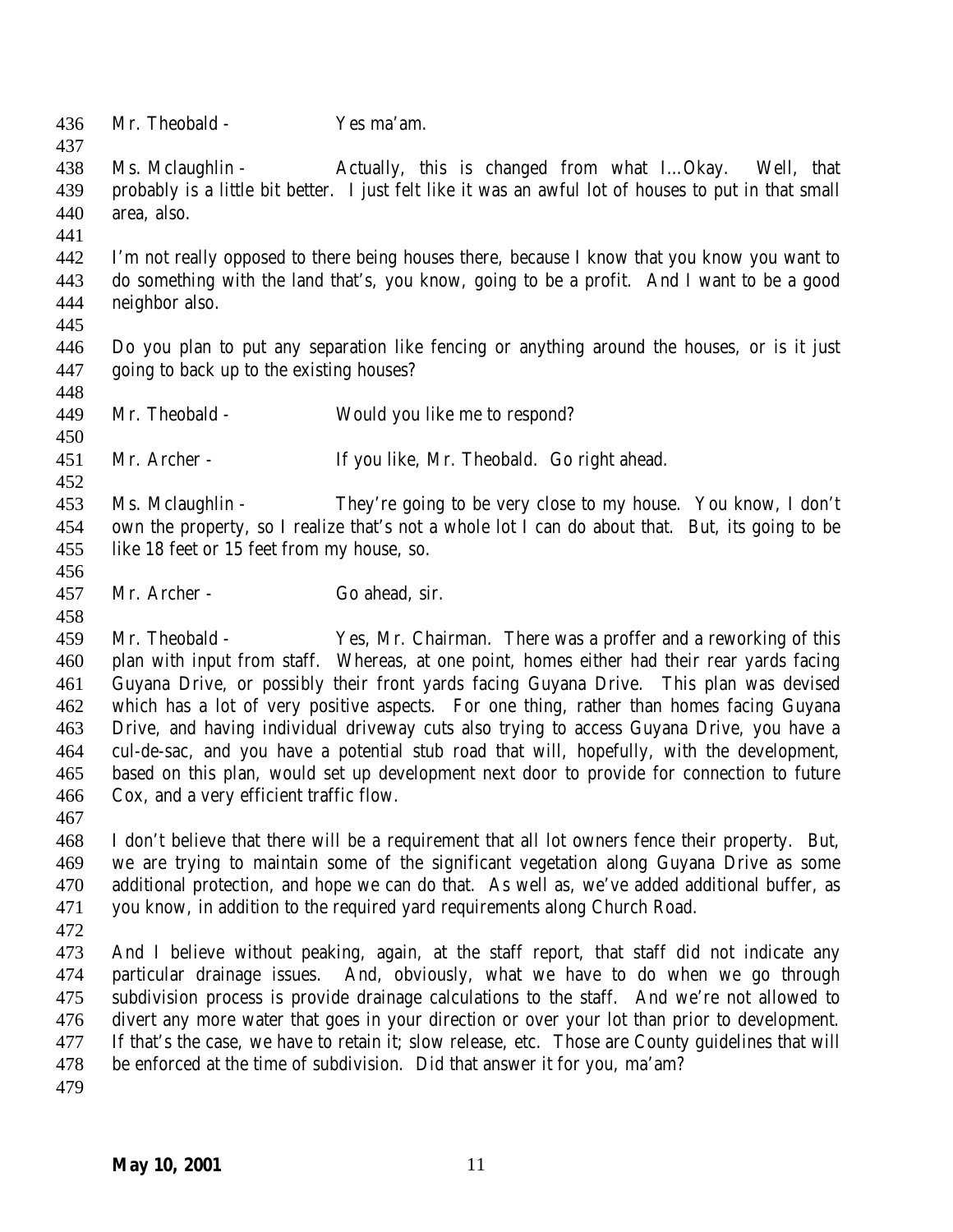Mr. Theobald - Yes ma'am.

Ms. Mclaughlin - Actually, this is changed from what I…Okay. Well, that probably is a little bit better. I just felt like it was an awful lot of houses to put in that small area, also.

I'm not really opposed to there being houses there, because I know that you know you want to do something with the land that's, you know, going to be a profit. And I want to be a good neighbor also.

Do you plan to put any separation like fencing or anything around the houses, or is it just going to back up to the existing houses?

Mr. Theobald - Would you like me to respond?

Mr. Archer - If you like, Mr. Theobald. Go right ahead.

Ms. Mclaughlin - They're going to be very close to my house. You know, I don't own the property, so I realize that's not a whole lot I can do about that. But, its going to be like 18 feet or 15 feet from my house, so.

Mr. Archer - Go ahead, sir.

Mr. Theobald - Yes, Mr. Chairman. There was a proffer and a reworking of this plan with input from staff. Whereas, at one point, homes either had their rear yards facing Guyana Drive, or possibly their front yards facing Guyana Drive. This plan was devised which has a lot of very positive aspects. For one thing, rather than homes facing Guyana Drive, and having individual driveway cuts also trying to access Guyana Drive, you have a cul-de-sac, and you have a potential stub road that will, hopefully, with the development, based on this plan, would set up development next door to provide for connection to future Cox, and a very efficient traffic flow.

I don't believe that there will be a requirement that all lot owners fence their property. But, we are trying to maintain some of the significant vegetation along Guyana Drive as some additional protection, and hope we can do that. As well as, we've added additional buffer, as you know, in addition to the required yard requirements along Church Road.

And I believe without peaking, again, at the staff report, that staff did not indicate any particular drainage issues. And, obviously, what we have to do when we go through subdivision process is provide drainage calculations to the staff. And we're not allowed to divert any more water that goes in your direction or over your lot than prior to development. If that's the case, we have to retain it; slow release, etc. Those are County guidelines that will be enforced at the time of subdivision. Did that answer it for you, ma'am?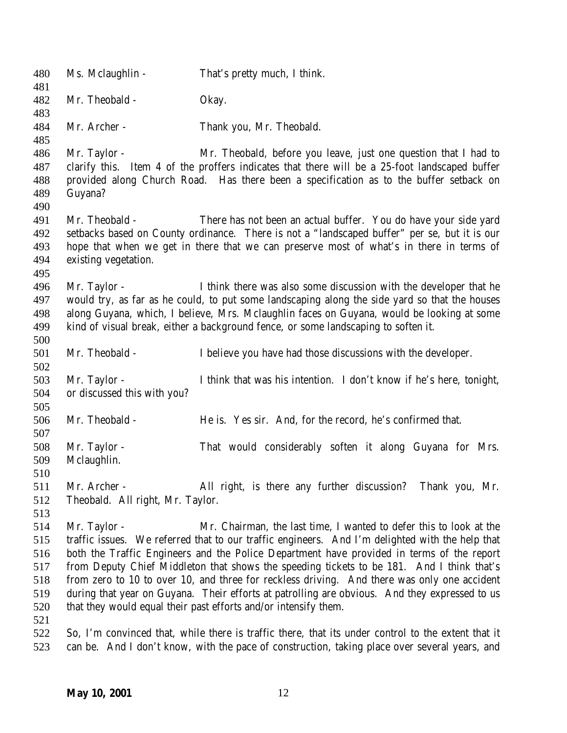Ms. Mclaughlin - That's pretty much, I think.

Mr. Theobald - Okay.

Mr. Archer - Thank you, Mr. Theobald.

Mr. Taylor - Mr. Theobald, before you leave, just one question that I had to clarify this. Item 4 of the proffers indicates that there will be a 25-foot landscaped buffer provided along Church Road. Has there been a specification as to the buffer setback on Guyana?

Mr. Theobald - There has not been an actual buffer. You do have your side yard setbacks based on County ordinance. There is not a "landscaped buffer" per se, but it is our hope that when we get in there that we can preserve most of what's in there in terms of existing vegetation.

Mr. Taylor - I think there was also some discussion with the developer that he would try, as far as he could, to put some landscaping along the side yard so that the houses along Guyana, which, I believe, Mrs. Mclaughlin faces on Guyana, would be looking at some kind of visual break, either a background fence, or some landscaping to soften it.

Mr. Theobald - I believe you have had those discussions with the developer.

Mr. Taylor - I think that was his intention. I don't know if he's here, tonight, or discussed this with you?

Mr. Theobald - He is. Yes sir. And, for the record, he's confirmed that.

Mr. Taylor - That would considerably soften it along Guyana for Mrs. Mclaughlin.

Mr. Archer - All right, is there any further discussion? Thank you, Mr. Theobald. All right, Mr. Taylor.

Mr. Taylor - Mr. Chairman, the last time, I wanted to defer this to look at the traffic issues. We referred that to our traffic engineers. And I'm delighted with the help that both the Traffic Engineers and the Police Department have provided in terms of the report from Deputy Chief Middleton that shows the speeding tickets to be 181. And I think that's from zero to 10 to over 10, and three for reckless driving. And there was only one accident during that year on Guyana. Their efforts at patrolling are obvious. And they expressed to us that they would equal their past efforts and/or intensify them.

So, I'm convinced that, while there is traffic there, that its under control to the extent that it can be. And I don't know, with the pace of construction, taking place over several years, and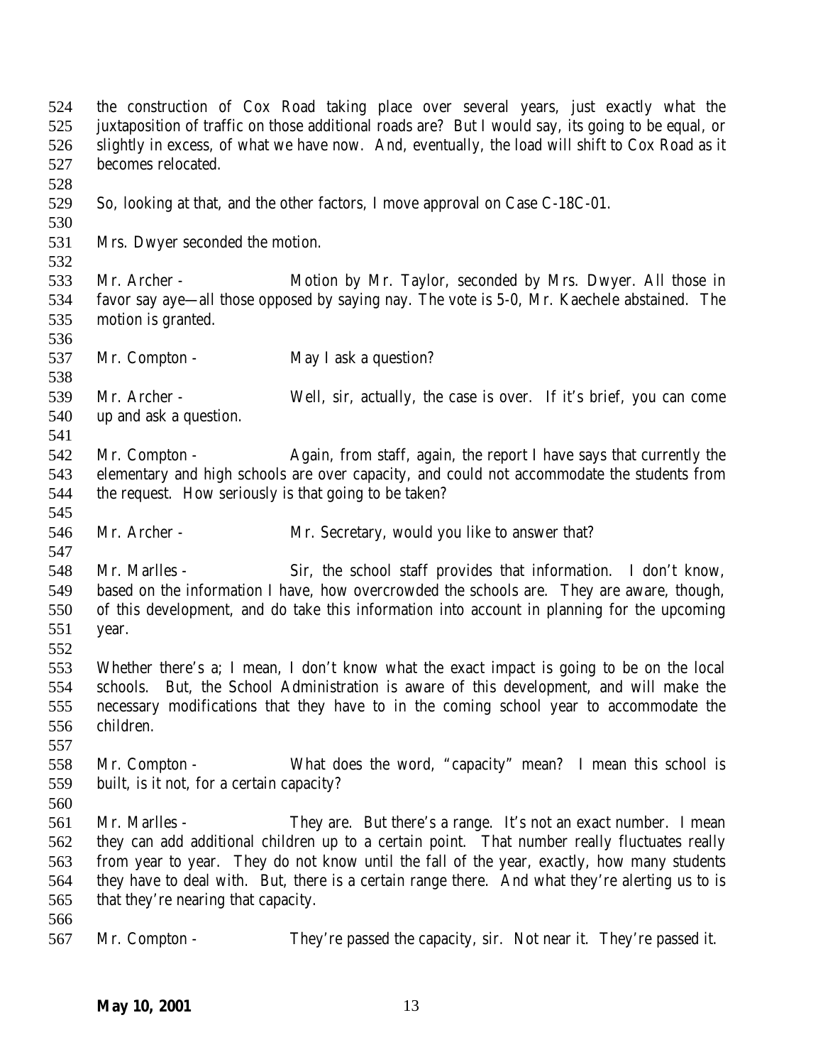the construction of Cox Road taking place over several years, just exactly what the juxtaposition of traffic on those additional roads are? But I would say, its going to be equal, or slightly in excess, of what we have now. And, eventually, the load will shift to Cox Road as it becomes relocated.

So, looking at that, and the other factors, I move approval on Case C-18C-01.

Mrs. Dwyer seconded the motion.

Mr. Archer - Motion by Mr. Taylor, seconded by Mrs. Dwyer. All those in favor say aye—all those opposed by saying nay. The vote is 5-0, Mr. Kaechele abstained. The motion is granted.

Mr. Compton - May I ask a question?

Mr. Archer - Well, sir, actually, the case is over. If it's brief, you can come up and ask a question.

Mr. Compton - Again, from staff, again, the report I have says that currently the elementary and high schools are over capacity, and could not accommodate the students from the request. How seriously is that going to be taken?

Mr. Archer - Mr. Secretary, would you like to answer that?

Mr. Marlles - Sir, the school staff provides that information. I don't know, based on the information I have, how overcrowded the schools are. They are aware, though, of this development, and do take this information into account in planning for the upcoming year.

Whether there's a; I mean, I don't know what the exact impact is going to be on the local schools. But, the School Administration is aware of this development, and will make the necessary modifications that they have to in the coming school year to accommodate the children.

Mr. Compton - What does the word, "capacity" mean? I mean this school is built, is it not, for a certain capacity?

Mr. Marlles - They are. But there's a range. It's not an exact number. I mean they can add additional children up to a certain point. That number really fluctuates really from year to year. They do not know until the fall of the year, exactly, how many students they have to deal with. But, there is a certain range there. And what they're alerting us to is that they're nearing that capacity.

Mr. Compton - They're passed the capacity, sir. Not near it. They're passed it.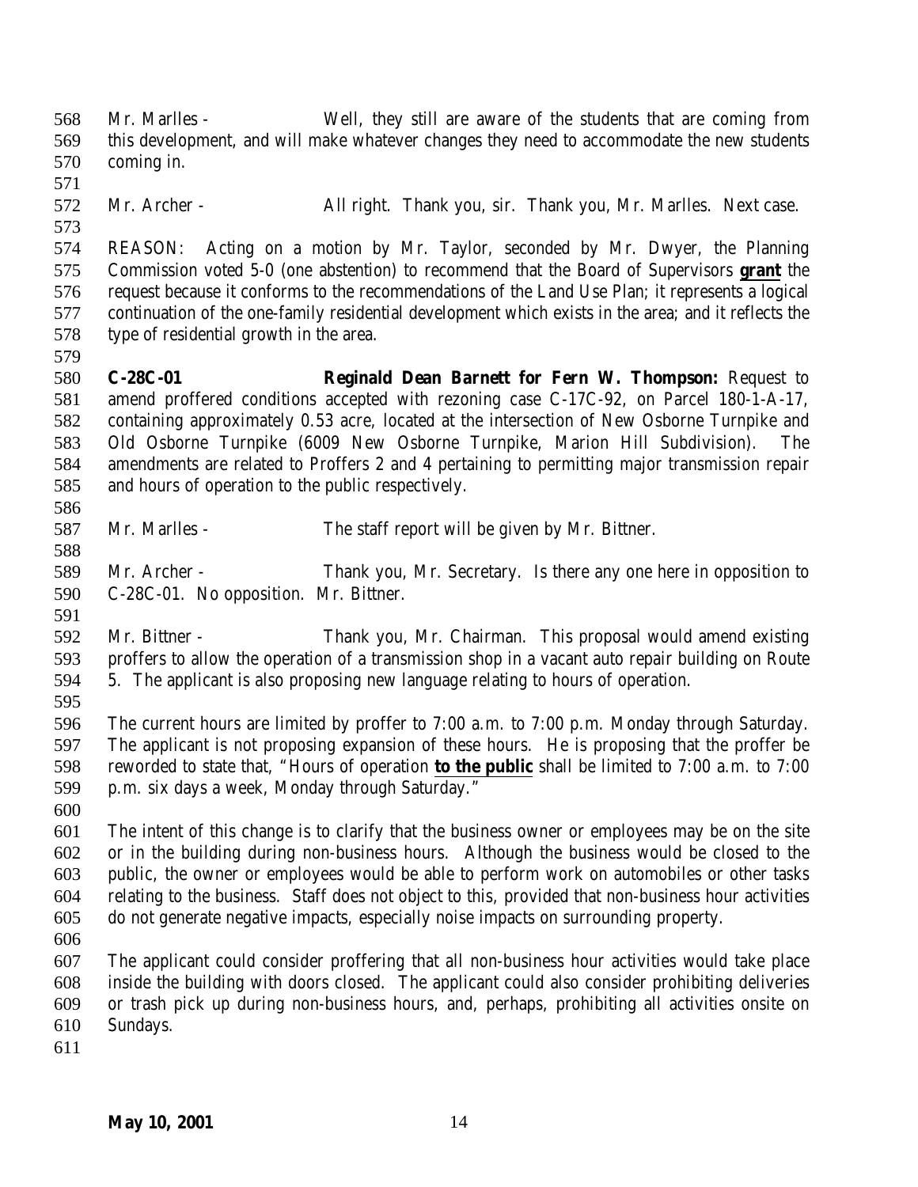Mr. Marlles - Well, they still are aware of the students that are coming from this development, and will make whatever changes they need to accommodate the new students coming in.

Mr. Archer - All right. Thank you, sir. Thank you, Mr. Marlles. Next case.

REASON: Acting on a motion by Mr. Taylor, seconded by Mr. Dwyer, the Planning Commission voted 5-0 (one abstention) to recommend that the Board of Supervisors **grant** the request because it conforms to the recommendations of the Land Use Plan; it represents a logical continuation of the one-family residential development which exists in the area; and it reflects the type of residential growth in the area.

**C-28C-01 Reginald Dean Barnett for Fern W. Thompson:** Request to amend proffered conditions accepted with rezoning case C-17C-92, on Parcel 180-1-A-17, containing approximately 0.53 acre, located at the intersection of New Osborne Turnpike and Old Osborne Turnpike (6009 New Osborne Turnpike, Marion Hill Subdivision). The amendments are related to Proffers 2 and 4 pertaining to permitting major transmission repair and hours of operation to the public respectively.

Mr. Marlles - The staff report will be given by Mr. Bittner.

Mr. Archer - Thank you, Mr. Secretary. Is there any one here in opposition to C-28C-01. No opposition. Mr. Bittner.

Mr. Bittner - Thank you, Mr. Chairman. This proposal would amend existing proffers to allow the operation of a transmission shop in a vacant auto repair building on Route 5. The applicant is also proposing new language relating to hours of operation.

The current hours are limited by proffer to 7:00 a.m. to 7:00 p.m. Monday through Saturday. The applicant is not proposing expansion of these hours. He is proposing that the proffer be reworded to state that, "Hours of operation **to the public** shall be limited to 7:00 a.m. to 7:00 p.m. six days a week, Monday through Saturday."

The intent of this change is to clarify that the business owner or employees may be on the site or in the building during non-business hours. Although the business would be closed to the public, the owner or employees would be able to perform work on automobiles or other tasks relating to the business. Staff does not object to this, provided that non-business hour activities do not generate negative impacts, especially noise impacts on surrounding property.

The applicant could consider proffering that all non-business hour activities would take place inside the building with doors closed. The applicant could also consider prohibiting deliveries or trash pick up during non-business hours, and, perhaps, prohibiting all activities onsite on Sundays.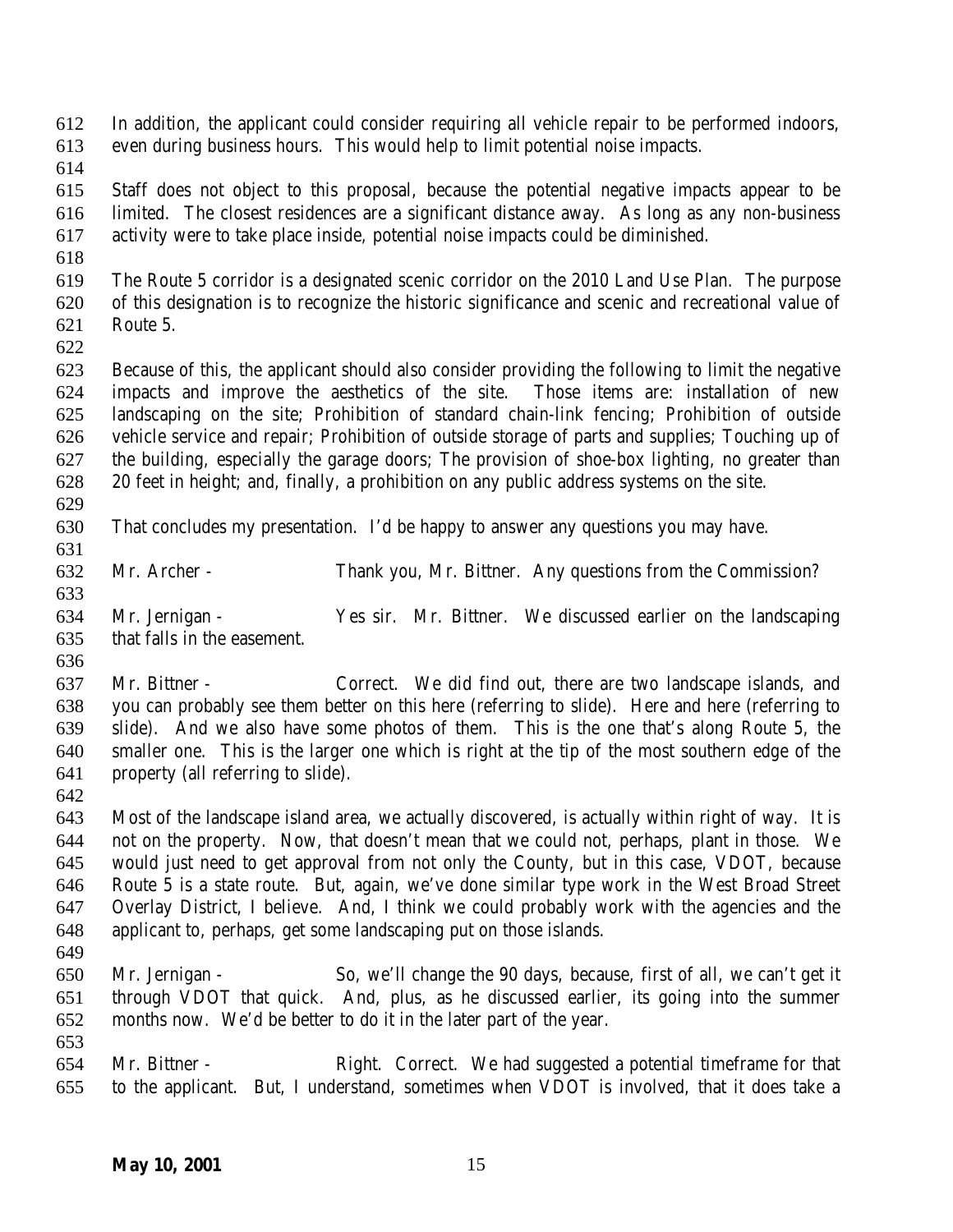In addition, the applicant could consider requiring all vehicle repair to be performed indoors, even during business hours. This would help to limit potential noise impacts.

Staff does not object to this proposal, because the potential negative impacts appear to be limited. The closest residences are a significant distance away. As long as any non-business activity were to take place inside, potential noise impacts could be diminished.

The Route 5 corridor is a designated scenic corridor on the 2010 Land Use Plan. The purpose of this designation is to recognize the historic significance and scenic and recreational value of Route 5.

Because of this, the applicant should also consider providing the following to limit the negative impacts and improve the aesthetics of the site. Those items are: installation of new landscaping on the site; Prohibition of standard chain-link fencing; Prohibition of outside vehicle service and repair; Prohibition of outside storage of parts and supplies; Touching up of the building, especially the garage doors; The provision of shoe-box lighting, no greater than 20 feet in height; and, finally, a prohibition on any public address systems on the site.

That concludes my presentation. I'd be happy to answer any questions you may have.

Mr. Archer - Thank you, Mr. Bittner. Any questions from the Commission?

Mr. Jernigan - Yes sir. Mr. Bittner. We discussed earlier on the landscaping that falls in the easement.

Mr. Bittner - Correct. We did find out, there are two landscape islands, and you can probably see them better on this here (referring to slide). Here and here (referring to slide). And we also have some photos of them. This is the one that's along Route 5, the smaller one. This is the larger one which is right at the tip of the most southern edge of the property (all referring to slide).

Most of the landscape island area, we actually discovered, is actually within right of way. It is not on the property. Now, that doesn't mean that we could not, perhaps, plant in those. We would just need to get approval from not only the County, but in this case, VDOT, because Route 5 is a state route. But, again, we've done similar type work in the West Broad Street Overlay District, I believe. And, I think we could probably work with the agencies and the applicant to, perhaps, get some landscaping put on those islands.

Mr. Jernigan - So, we'll change the 90 days, because, first of all, we can't get it through VDOT that quick. And, plus, as he discussed earlier, its going into the summer months now. We'd be better to do it in the later part of the year.

Mr. Bittner - Right. Correct. We had suggested a potential timeframe for that to the applicant. But, I understand, sometimes when VDOT is involved, that it does take a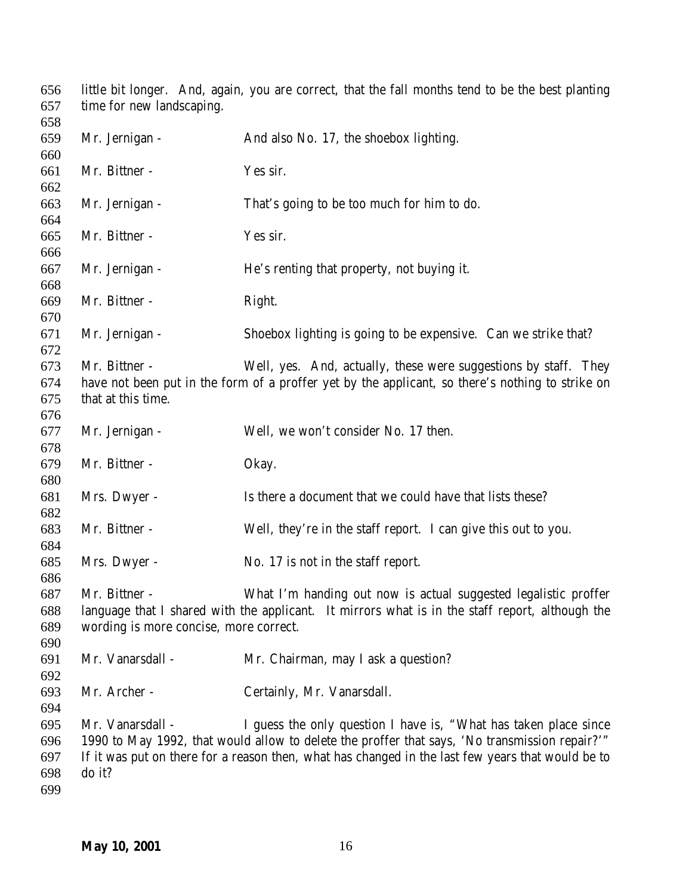little bit longer. And, again, you are correct, that the fall months tend to be the best planting time for new landscaping.

Mr. Jernigan - And also No. 17, the shoebox lighting.

Mr. Bittner - Yes sir.

Mr. Jernigan - That's going to be too much for him to do.

Mr. Bittner - Yes sir.

Mr. Jernigan - He's renting that property, not buying it.

Mr. Bittner - Right.

Mr. Jernigan - Shoebox lighting is going to be expensive. Can we strike that?

Mr. Bittner - Well, yes. And, actually, these were suggestions by staff. They have not been put in the form of a proffer yet by the applicant, so there's nothing to strike on that at this time.

Mr. Jernigan - Well, we won't consider No. 17 then.

Mr. Bittner - Okay.

Mrs. Dwyer - Is there a document that we could have that lists these?

Mr. Bittner - Well, they're in the staff report. I can give this out to you.

Mrs. Dwyer - No. 17 is not in the staff report.

Mr. Bittner - What I'm handing out now is actual suggested legalistic proffer language that I shared with the applicant. It mirrors what is in the staff report, although the wording is more concise, more correct.

Mr. Vanarsdall - Mr. Chairman, may I ask a question?

Mr. Archer - Certainly, Mr. Vanarsdall.

Mr. Vanarsdall - I guess the only question I have is, "What has taken place since 1990 to May 1992, that would allow to delete the proffer that says, 'No transmission repair?'" If it was put on there for a reason then, what has changed in the last few years that would be to do it?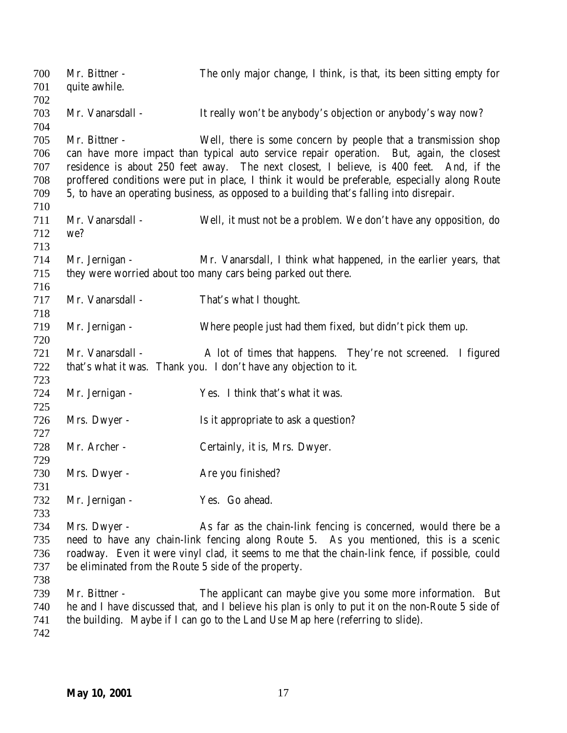Mr. Bittner - The only major change, I think, is that, its been sitting empty for quite awhile.

Mr. Vanarsdall - It really won't be anybody's objection or anybody's way now?

Mr. Bittner - Well, there is some concern by people that a transmission shop can have more impact than typical auto service repair operation. But, again, the closest residence is about 250 feet away. The next closest, I believe, is 400 feet. And, if the proffered conditions were put in place, I think it would be preferable, especially along Route 5, to have an operating business, as opposed to a building that's falling into disrepair.

Mr. Vanarsdall - Well, it must not be a problem. We don't have any opposition, do we?

Mr. Jernigan - Mr. Vanarsdall, I think what happened, in the earlier years, that they were worried about too many cars being parked out there.

Mr. Vanarsdall - That's what I thought.

Mr. Jernigan - Where people just had them fixed, but didn't pick them up.

Mr. Vanarsdall - A lot of times that happens. They're not screened. I figured that's what it was. Thank you. I don't have any objection to it.

Mr. Jernigan - Yes. I think that's what it was.

Mrs. Dwyer - Is it appropriate to ask a question?

Mr. Archer - Certainly, it is, Mrs. Dwyer.

Mrs. Dwyer - Are you finished?

Mr. Jernigan - Yes. Go ahead.

Mrs. Dwyer - As far as the chain-link fencing is concerned, would there be a need to have any chain-link fencing along Route 5. As you mentioned, this is a scenic roadway. Even it were vinyl clad, it seems to me that the chain-link fence, if possible, could be eliminated from the Route 5 side of the property.

Mr. Bittner - The applicant can maybe give you some more information. But he and I have discussed that, and I believe his plan is only to put it on the non-Route 5 side of the building. Maybe if I can go to the Land Use Map here (referring to slide).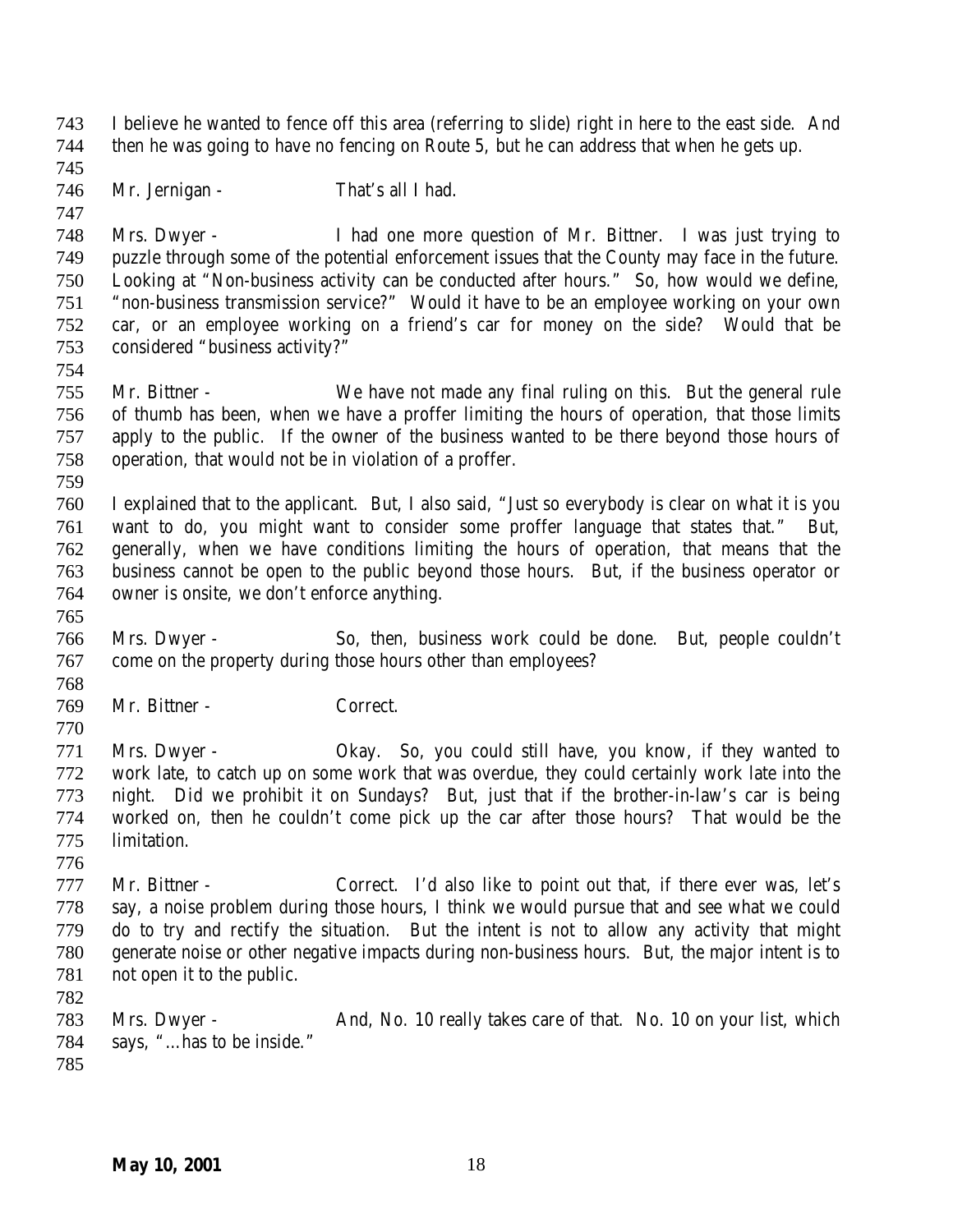I believe he wanted to fence off this area (referring to slide) right in here to the east side. And then he was going to have no fencing on Route 5, but he can address that when he gets up.

Mr. Jernigan - That's all I had.

Mrs. Dwyer - I had one more question of Mr. Bittner. I was just trying to puzzle through some of the potential enforcement issues that the County may face in the future. Looking at "Non-business activity can be conducted after hours." So, how would we define, "non-business transmission service?" Would it have to be an employee working on your own car, or an employee working on a friend's car for money on the side? Would that be considered "business activity?"

Mr. Bittner - We have not made any final ruling on this. But the general rule of thumb has been, when we have a proffer limiting the hours of operation, that those limits apply to the public. If the owner of the business wanted to be there beyond those hours of operation, that would not be in violation of a proffer.

I explained that to the applicant. But, I also said, "Just so everybody is clear on what it is you want to do, you might want to consider some proffer language that states that." But, generally, when we have conditions limiting the hours of operation, that means that the business cannot be open to the public beyond those hours. But, if the business operator or owner is onsite, we don't enforce anything.

Mrs. Dwyer - So, then, business work could be done. But, people couldn't come on the property during those hours other than employees?

Mr. Bittner - Correct.

Mrs. Dwyer - Okay. So, you could still have, you know, if they wanted to work late, to catch up on some work that was overdue, they could certainly work late into the night. Did we prohibit it on Sundays? But, just that if the brother-in-law's car is being worked on, then he couldn't come pick up the car after those hours? That would be the limitation.

Mr. Bittner - Correct. I'd also like to point out that, if there ever was, let's say, a noise problem during those hours, I think we would pursue that and see what we could do to try and rectify the situation. But the intent is not to allow any activity that might generate noise or other negative impacts during non-business hours. But, the major intent is to not open it to the public.

Mrs. Dwyer - And, No. 10 really takes care of that. No. 10 on your list, which says, "…has to be inside."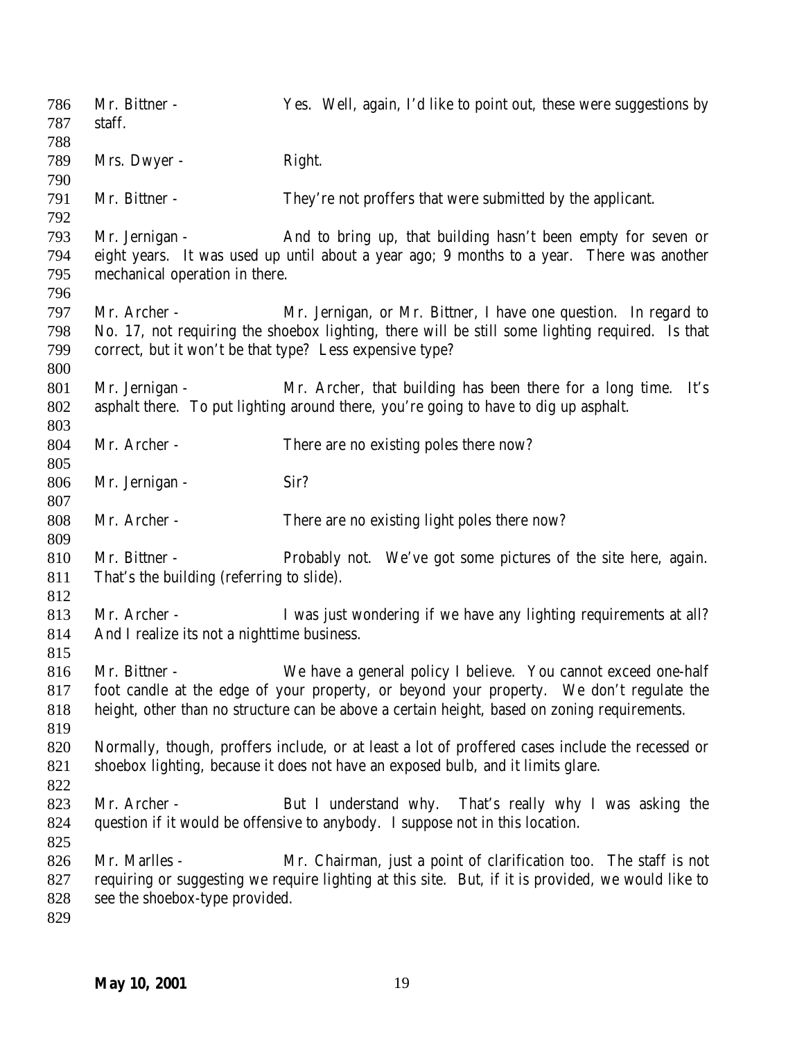Mr. Bittner - Yes. Well, again, I'd like to point out, these were suggestions by staff.

Mrs. Dwyer - Right.

Mr. Bittner - They're not proffers that were submitted by the applicant.

Mr. Jernigan - And to bring up, that building hasn't been empty for seven or eight years. It was used up until about a year ago; 9 months to a year. There was another mechanical operation in there.

Mr. Archer - Mr. Jernigan, or Mr. Bittner, I have one question. In regard to No. 17, not requiring the shoebox lighting, there will be still some lighting required. Is that correct, but it won't be that type? Less expensive type?

Mr. Jernigan - Mr. Archer, that building has been there for a long time. It's asphalt there. To put lighting around there, you're going to have to dig up asphalt.

Mr. Archer - There are no existing poles there now?

Mr. Jernigan - Sir?

Mr. Archer - There are no existing light poles there now?

Mr. Bittner - Probably not. We've got some pictures of the site here, again. That's the building (referring to slide).

Mr. Archer - I was just wondering if we have any lighting requirements at all? And I realize its not a nighttime business.

Mr. Bittner - We have a general policy I believe. You cannot exceed one-half foot candle at the edge of your property, or beyond your property. We don't regulate the height, other than no structure can be above a certain height, based on zoning requirements.

Normally, though, proffers include, or at least a lot of proffered cases include the recessed or shoebox lighting, because it does not have an exposed bulb, and it limits glare.

Mr. Archer - But I understand why. That's really why I was asking the question if it would be offensive to anybody. I suppose not in this location.

Mr. Marlles - Mr. Chairman, just a point of clarification too. The staff is not requiring or suggesting we require lighting at this site. But, if it is provided, we would like to see the shoebox-type provided.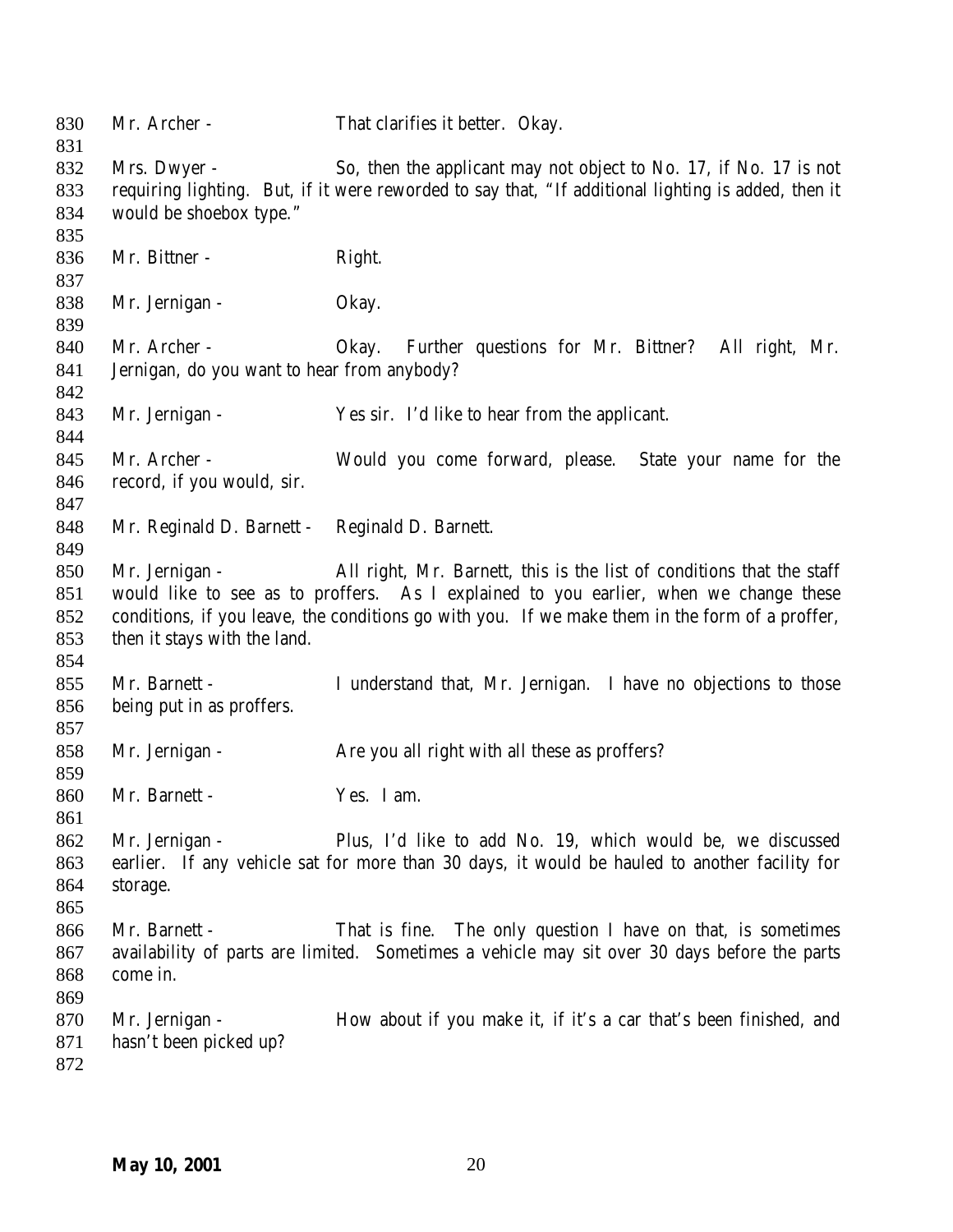Mr. Archer - That clarifies it better. Okay.

Mrs. Dwyer - So, then the applicant may not object to No. 17, if No. 17 is not requiring lighting. But, if it were reworded to say that, "If additional lighting is added, then it would be shoebox type."

Mr. Bittner - Right.

Mr. Jernigan - Okay.

Mr. Archer - Okay. Further questions for Mr. Bittner? All right, Mr. Jernigan, do you want to hear from anybody?

Mr. Jernigan - Yes sir. I'd like to hear from the applicant.

Mr. Archer - Would you come forward, please. State your name for the record, if you would, sir.

Mr. Reginald D. Barnett - Reginald D. Barnett.

Mr. Jernigan - All right, Mr. Barnett, this is the list of conditions that the staff would like to see as to proffers. As I explained to you earlier, when we change these conditions, if you leave, the conditions go with you. If we make them in the form of a proffer, then it stays with the land.

Mr. Barnett - I understand that, Mr. Jernigan. I have no objections to those being put in as proffers.

Mr. Jernigan - Are you all right with all these as proffers?

Mr. Barnett - Yes. I am.

Mr. Jernigan - Plus, I'd like to add No. 19, which would be, we discussed earlier. If any vehicle sat for more than 30 days, it would be hauled to another facility for storage.

Mr. Barnett - That is fine. The only question I have on that, is sometimes availability of parts are limited. Sometimes a vehicle may sit over 30 days before the parts come in.

Mr. Jernigan - How about if you make it, if it's a car that's been finished, and hasn't been picked up?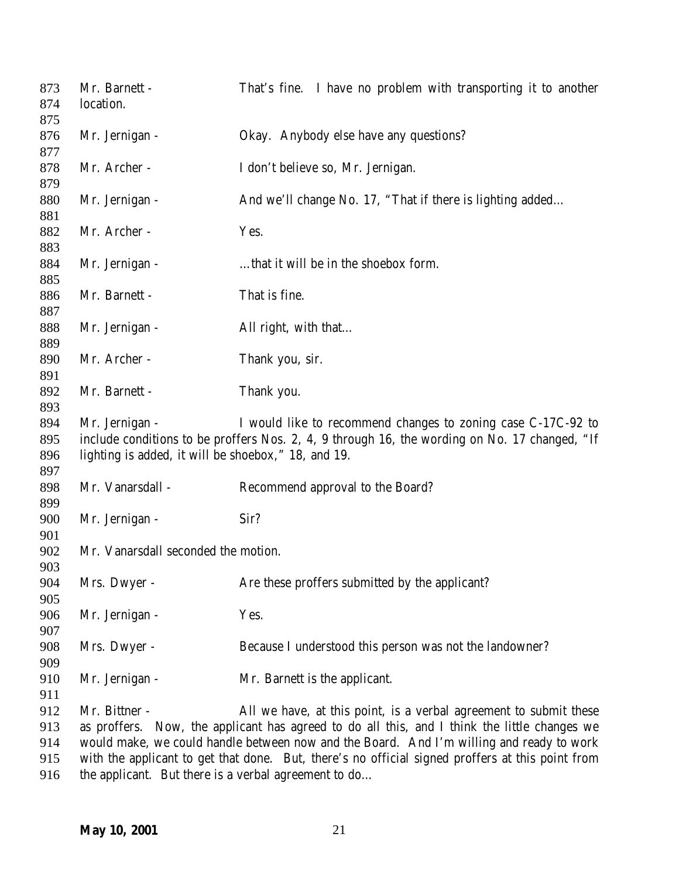873 Mr. Barnett - That's fine. I have no problem with transporting it to another
874 location.
875
876 Mr. Jernigan - Okay. Anybody else have any questions?
877
878 Mr. Archer - I don't believe so, Mr. Jernigan.
879
880 Mr. Jernigan - And we'll change No. 17, "That if there is lighting added…
881
882 Mr. Archer - Yes.
883
884 Mr. Jernigan - …that it will be in the shoebox form.
885
886 Mr. Barnett - That is fine.
887
888 Mr. Jernigan - All right, with that…
889
890 Mr. Archer - Thank you, sir.
891
892 Mr. Barnett - Thank you.
893
894 Mr. Jernigan - I would like to recommend changes to zoning case C-17C-92 to
895 include conditions to be proffers Nos. 2, 4, 9 through 16, the wording on No. 17 changed, "If
896 lighting is added, it will be shoebox," 18, and 19.
897
898 Mr. Vanarsdall - Recommend approval to the Board?
899
900 Mr. Jernigan - Sir?
901
902 Mr. Vanarsdall seconded the motion.
903
904 Mrs. Dwyer - Are these proffers submitted by the applicant?
905
906 Mr. Jernigan - Yes.
907
908 Mrs. Dwyer - Because I understood this person was not the landowner?
909
910 Mr. Jernigan - Mr. Barnett is the applicant.
911
912 Mr. Bittner - All we have, at this point, is a verbal agreement to submit these
913 as proffers. Now, the applicant has agreed to do all this, and I think the little changes we
914 would make, we could handle between now and the Board. And I'm willing and ready to work
915 with the applicant to get that done. But, there's no official signed proffers at this point from
916 the applicant. But there is a verbal agreement to do…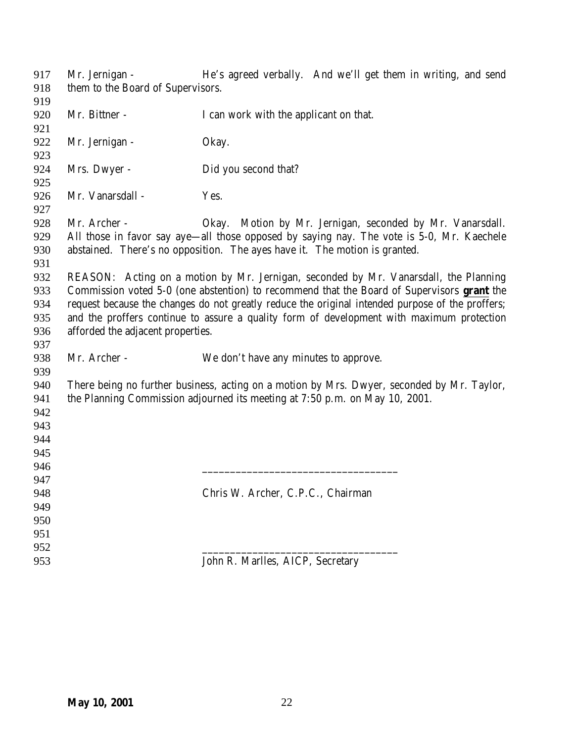Mr. Jernigan - He's agreed verbally. And we'll get them in writing, and send them to the Board of Supervisors.

Mr. Bittner - I can work with the applicant on that.

Mr. Jernigan - Okay.

Mrs. Dwyer - Did you second that?

Mr. Vanarsdall - Yes.

Mr. Archer - Okay. Motion by Mr. Jernigan, seconded by Mr. Vanarsdall. All those in favor say aye—all those opposed by saying nay. The vote is 5-0, Mr. Kaechele abstained. There's no opposition. The ayes have it. The motion is granted.

REASON: Acting on a motion by Mr. Jernigan, seconded by Mr. Vanarsdall, the Planning Commission voted 5-0 (one abstention) to recommend that the Board of Supervisors **grant** the request because the changes do not greatly reduce the original intended purpose of the proffers; and the proffers continue to assure a quality form of development with maximum protection afforded the adjacent properties.

Mr. Archer - We don't have any minutes to approve.

There being no further business, acting on a motion by Mrs. Dwyer, seconded by Mr. Taylor, the Planning Commission adjourned its meeting at 7:50 p.m. on May 10, 2001.

\_\_\_\_\_\_\_\_\_\_\_\_\_\_\_\_\_\_\_\_\_\_\_\_\_\_\_\_\_\_\_\_\_\_

Chris W. Archer, C.P.C., Chairman

\_\_\_\_\_\_\_\_\_\_\_\_\_\_\_\_\_\_\_\_\_\_\_\_\_\_\_\_\_\_\_\_\_\_

John R. Marlles, AICP, Secretary